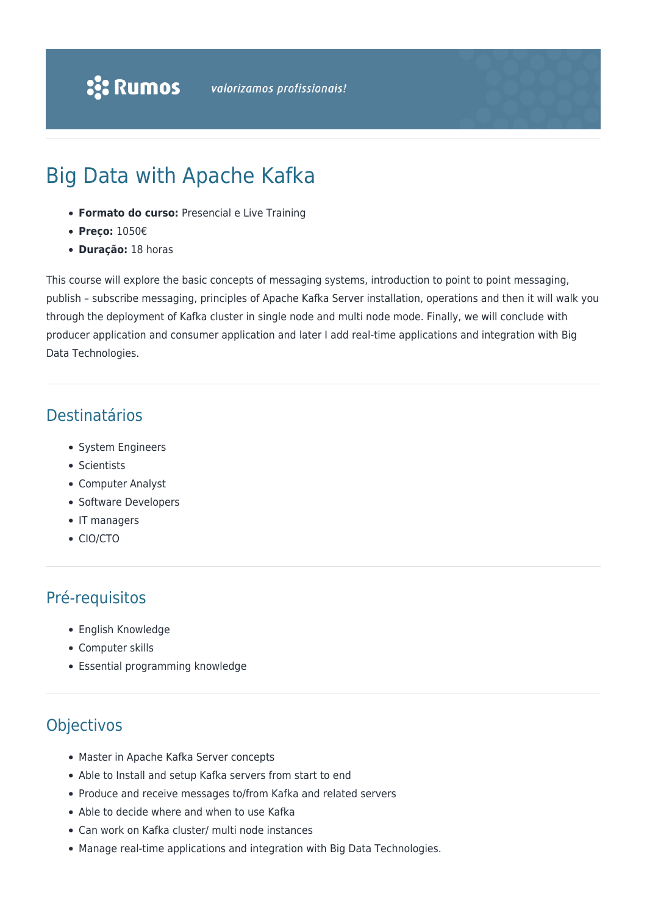Rumos valorizamos profissionais!

# Big Data with Apache Kafka

- **Formato do curso:** Presencial e Live Training
- **Preço:** 1050€
- **Duração:** 18 horas

This course will explore the basic concepts of messaging systems, introduction to point to point messaging, publish – subscribe messaging, principles of Apache Kafka Server installation, operations and then it will walk you through the deployment of Kafka cluster in single node and multi node mode. Finally, we will conclude with producer application and consumer application and later I add real-time applications and integration with Big Data Technologies.

## Destinatários

- System Engineers
- Scientists
- Computer Analyst
- Software Developers
- IT managers
- CIO/CTO

## Pré-requisitos

- English Knowledge
- Computer skills
- Essential programming knowledge

## Objectivos

- Master in Apache Kafka Server concepts
- Able to Install and setup Kafka servers from start to end
- Produce and receive messages to/from Kafka and related servers
- Able to decide where and when to use Kafka
- Can work on Kafka cluster/ multi node instances
- Manage real-time applications and integration with Big Data Technologies.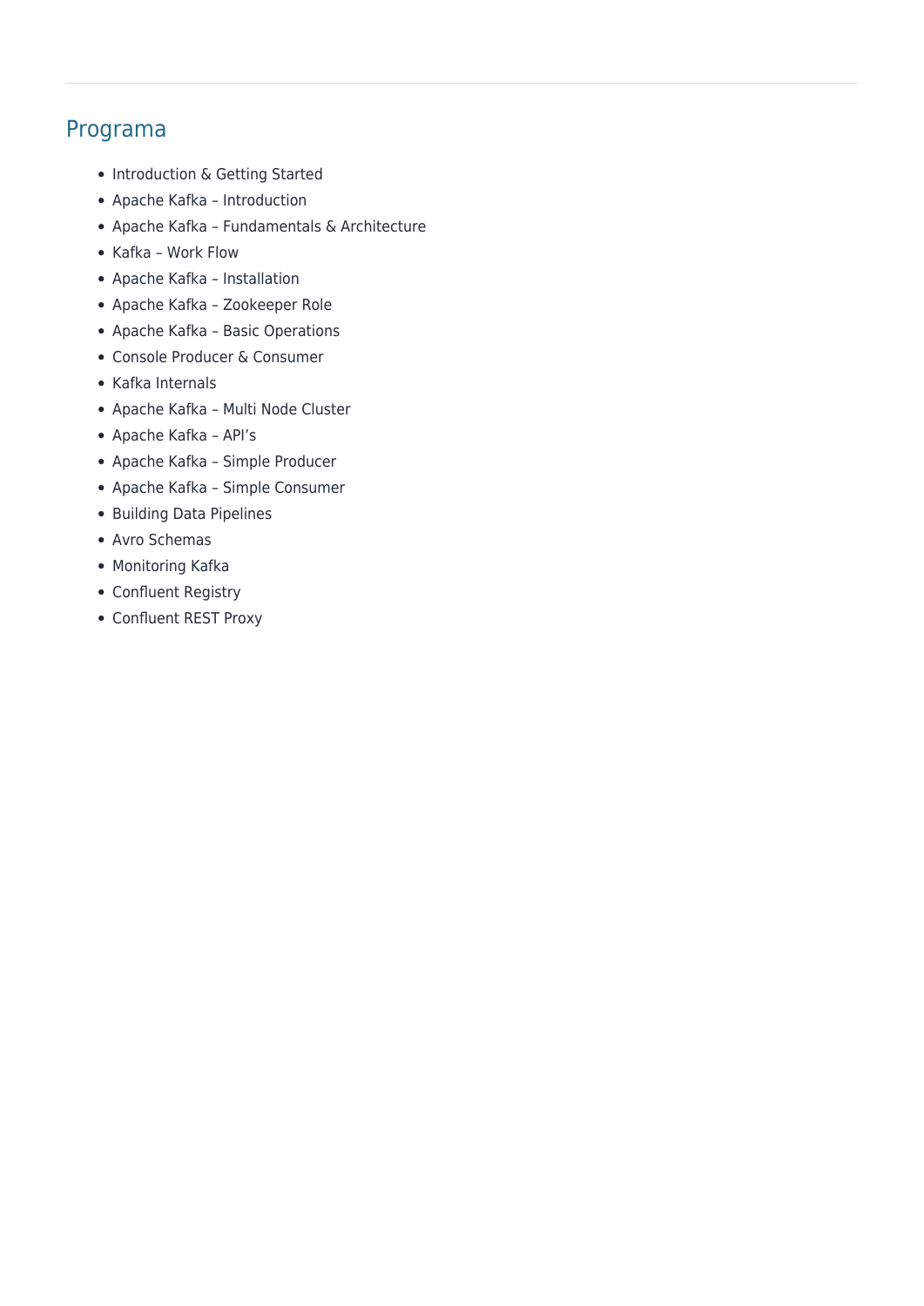## Programa

- Introduction & Getting Started
- Apache Kafka – Introduction
- Apache Kafka – Fundamentals & Architecture
- Kafka – Work Flow
- Apache Kafka – Installation
- Apache Kafka – Zookeeper Role
- Apache Kafka – Basic Operations
- Console Producer & Consumer
- Kafka Internals
- Apache Kafka – Multi Node Cluster
- Apache Kafka – API's
- Apache Kafka – Simple Producer
- Apache Kafka – Simple Consumer
- Building Data Pipelines
- Avro Schemas
- Monitoring Kafka
- Confluent Registry
- Confluent REST Proxy